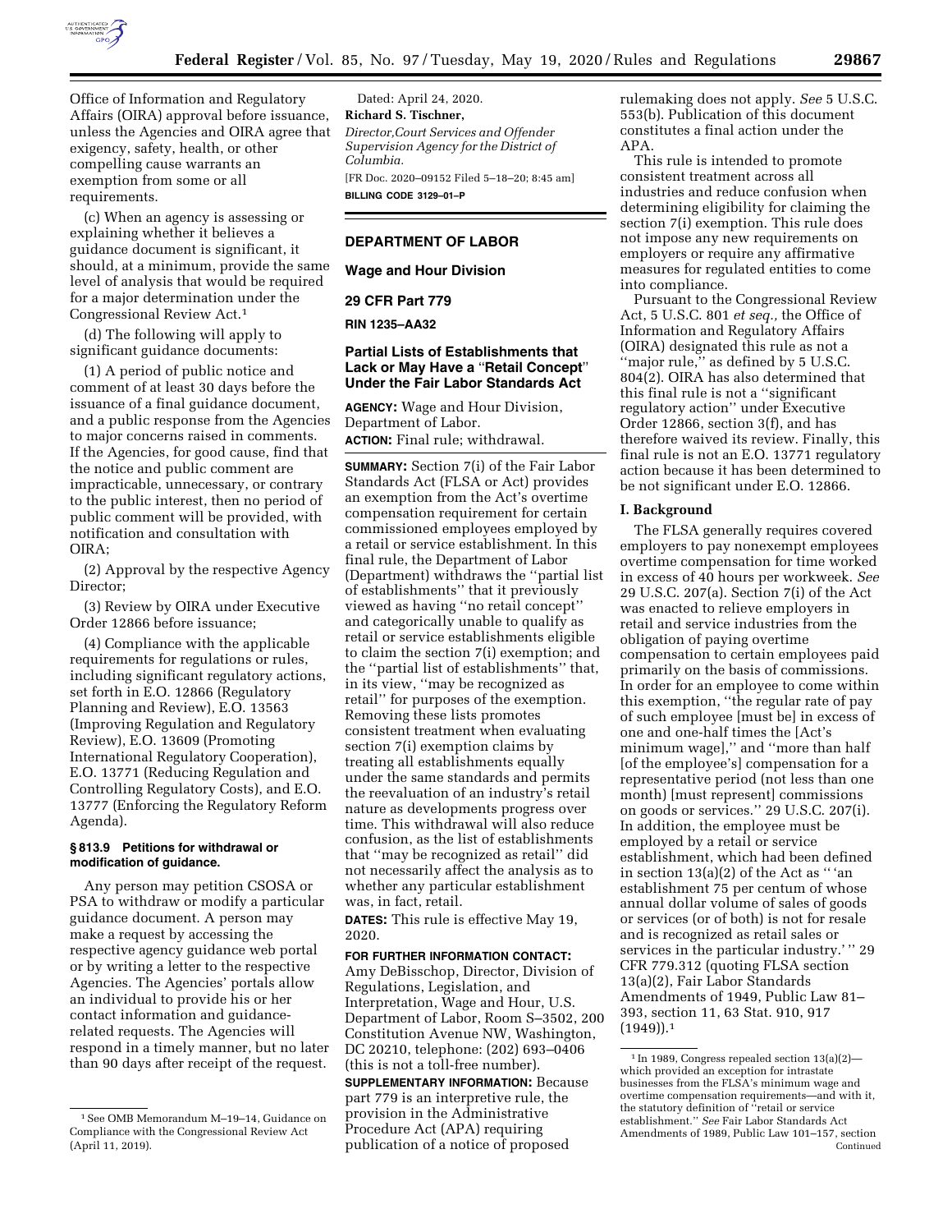Office of Information and Regulatory Affairs (OIRA) approval before issuance, unless the Agencies and OIRA agree that exigency, safety, health, or other compelling cause warrants an exemption from some or all requirements.

(c) When an agency is assessing or explaining whether it believes a guidance document is significant, it should, at a minimum, provide the same level of analysis that would be required for a major determination under the Congressional Review Act.[1]

(d) The following will apply to significant guidance documents:

(1) A period of public notice and comment of at least 30 days before the issuance of a final guidance document, and a public response from the Agencies to major concerns raised in comments. If the Agencies, for good cause, find that the notice and public comment are impracticable, unnecessary, or contrary to the public interest, then no period of public comment will be provided, with notification and consultation with OIRA;

(2) Approval by the respective Agency Director;

(3) Review by OIRA under Executive Order 12866 before issuance;

(4) Compliance with the applicable requirements for regulations or rules, including significant regulatory actions, set forth in E.O. 12866 (Regulatory Planning and Review), E.O. 13563 (Improving Regulation and Regulatory Review), E.O. 13609 (Promoting International Regulatory Cooperation), E.O. 13771 (Reducing Regulation and Controlling Regulatory Costs), and E.O. 13777 (Enforcing the Regulatory Reform Agenda).

**§ 813.9 Petitions for withdrawal or modification of guidance.**

Any person may petition CSOSA or PSA to withdraw or modify a particular guidance document. A person may make a request by accessing the respective agency guidance web portal or by writing a letter to the respective Agencies. The Agencies' portals allow an individual to provide his or her contact information and guidance-related requests. The Agencies will respond in a timely manner, but no later than 90 days after receipt of the request.

[1] See OMB Memorandum M–19–14, Guidance on Compliance with the Congressional Review Act (April 11, 2019).

Dated: April 24, 2020.

**Richard S. Tischner,**

*Director,Court Services and Offender Supervision Agency for the District of Columbia.*

[FR Doc. 2020–09152 Filed 5–18–20; 8:45 am]

**BILLING CODE 3129–01–P**

---

## DEPARTMENT OF LABOR

### Wage and Hour Division

### 29 CFR Part 779

**RIN 1235–AA32**

### Partial Lists of Establishments that Lack or May Have a "Retail Concept" Under the Fair Labor Standards Act

**AGENCY:** Wage and Hour Division, Department of Labor.

**ACTION:** Final rule; withdrawal.

**SUMMARY:** Section 7(i) of the Fair Labor Standards Act (FLSA or Act) provides an exemption from the Act's overtime compensation requirement for certain commissioned employees employed by a retail or service establishment. In this final rule, the Department of Labor (Department) withdraws the "partial list of establishments" that it previously viewed as having "no retail concept" and categorically unable to qualify as retail or service establishments eligible to claim the section 7(i) exemption; and the "partial list of establishments" that, in its view, "may be recognized as retail" for purposes of the exemption. Removing these lists promotes consistent treatment when evaluating section 7(i) exemption claims by treating all establishments equally under the same standards and permits the reevaluation of an industry's retail nature as developments progress over time. This withdrawal will also reduce confusion, as the list of establishments that "may be recognized as retail" did not necessarily affect the analysis as to whether any particular establishment was, in fact, retail.

**DATES:** This rule is effective May 19, 2020.

**FOR FURTHER INFORMATION CONTACT:** Amy DeBisschop, Director, Division of Regulations, Legislation, and Interpretation, Wage and Hour, U.S. Department of Labor, Room S–3502, 200 Constitution Avenue NW, Washington, DC 20210, telephone: (202) 693–0406 (this is not a toll-free number).

**SUPPLEMENTARY INFORMATION:** Because part 779 is an interpretive rule, the provision in the Administrative Procedure Act (APA) requiring publication of a notice of proposed rulemaking does not apply. *See* 5 U.S.C. 553(b). Publication of this document constitutes a final action under the APA.

This rule is intended to promote consistent treatment across all industries and reduce confusion when determining eligibility for claiming the section 7(i) exemption. This rule does not impose any new requirements on employers or require any affirmative measures for regulated entities to come into compliance.

Pursuant to the Congressional Review Act, 5 U.S.C. 801 *et seq.,* the Office of Information and Regulatory Affairs (OIRA) designated this rule as not a "major rule," as defined by 5 U.S.C. 804(2). OIRA has also determined that this final rule is not a "significant regulatory action" under Executive Order 12866, section 3(f), and has therefore waived its review. Finally, this final rule is not an E.O. 13771 regulatory action because it has been determined to be not significant under E.O. 12866.

#### I. Background

The FLSA generally requires covered employers to pay nonexempt employees overtime compensation for time worked in excess of 40 hours per workweek. *See* 29 U.S.C. 207(a). Section 7(i) of the Act was enacted to relieve employers in retail and service industries from the obligation of paying overtime compensation to certain employees paid primarily on the basis of commissions. In order for an employee to come within this exemption, "the regular rate of pay of such employee [must be] in excess of one and one-half times the [Act's minimum wage]," and "more than half [of the employee's] compensation for a representative period (not less than one month) [must represent] commissions on goods or services." 29 U.S.C. 207(i). In addition, the employee must be employed by a retail or service establishment, which had been defined in section 13(a)(2) of the Act as " 'an establishment 75 per centum of whose annual dollar volume of sales of goods or services (or of both) is not for resale and is recognized as retail sales or services in the particular industry.' " 29 CFR 779.312 (quoting FLSA section 13(a)(2), Fair Labor Standards Amendments of 1949, Public Law 81–393, section 11, 63 Stat. 910, 917 (1949)).[1]

[1] In 1989, Congress repealed section 13(a)(2)—which provided an exception for intrastate businesses from the FLSA's minimum wage and overtime compensation requirements—and with it, the statutory definition of "retail or service establishment." *See* Fair Labor Standards Act Amendments of 1989, Public Law 101–157, section Continued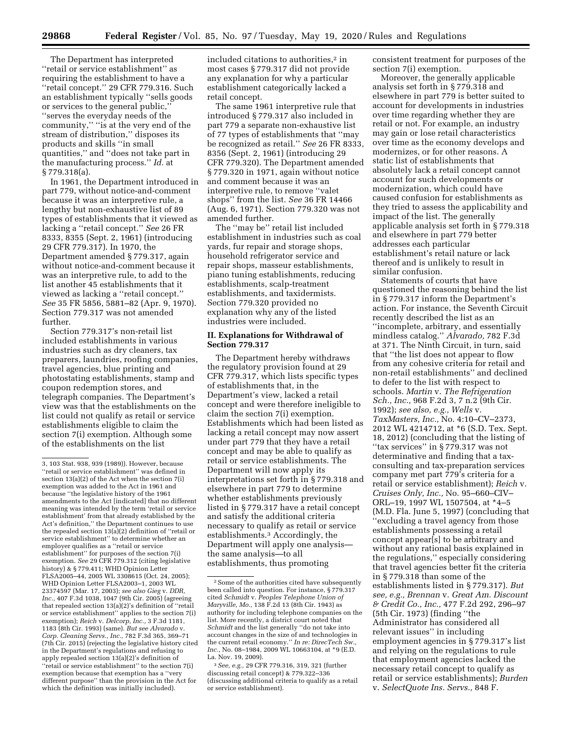The Department has interpreted ''retail or service establishment'' as requiring the establishment to have a ''retail concept.'' 29 CFR 779.316. Such an establishment typically ''sells goods or services to the general public,'' ''serves the everyday needs of the community,'' ''is at the very end of the stream of distribution,'' disposes its products and skills ''in small quantities,'' and ''does not take part in the manufacturing process.'' *Id.* at § 779.318(a).

In 1961, the Department introduced in part 779, without notice-and-comment because it was an interpretive rule, a lengthy but non-exhaustive list of 89 types of establishments that it viewed as lacking a ''retail concept.'' *See* 26 FR 8333, 8355 (Sept. 2, 1961) (introducing 29 CFR 779.317). In 1970, the Department amended § 779.317, again without notice-and-comment because it was an interpretive rule, to add to the list another 45 establishments that it viewed as lacking a ''retail concept.'' *See* 35 FR 5856, 5881–82 (Apr. 9, 1970). Section 779.317 was not amended further.

Section 779.317's non-retail list included establishments in various industries such as dry cleaners, tax preparers, laundries, roofing companies, travel agencies, blue printing and photostating establishments, stamp and coupon redemption stores, and telegraph companies. The Department's view was that the establishments on the list could not qualify as retail or service establishments eligible to claim the section 7(i) exemption. Although some of the establishments on the list included citations to authorities,[2] in most cases § 779.317 did not provide any explanation for why a particular establishment categorically lacked a retail concept.

The same 1961 interpretive rule that introduced § 779.317 also included in part 779 a separate non-exhaustive list of 77 types of establishments that ''may be recognized as retail.'' *See* 26 FR 8333, 8356 (Sept. 2, 1961) (introducing 29 CFR 779.320). The Department amended § 779.320 in 1971, again without notice and comment because it was an interpretive rule, to remove ''valet shops'' from the list. *See* 36 FR 14466 (Aug. 6, 1971). Section 779.320 was not amended further.

The ''may be'' retail list included establishment in industries such as coal yards, fur repair and storage shops, household refrigerator service and repair shops, masseur establishments, piano tuning establishments, reducing establishments, scalp-treatment establishments, and taxidermists. Section 779.320 provided no explanation why any of the listed industries were included.

## II. Explanations for Withdrawal of Section 779.317

The Department hereby withdraws the regulatory provision found at 29 CFR 779.317, which lists specific types of establishments that, in the Department's view, lacked a retail concept and were therefore ineligible to claim the section 7(i) exemption. Establishments which had been listed as lacking a retail concept may now assert under part 779 that they have a retail concept and may be able to qualify as retail or service establishments. The Department will now apply its interpretations set forth in § 779.318 and elsewhere in part 779 to determine whether establishments previously listed in § 779.317 have a retail concept and satisfy the additional criteria necessary to qualify as retail or service establishments.[3] Accordingly, the Department will apply one analysis—the same analysis—to all establishments, thus promoting consistent treatment for purposes of the section 7(i) exemption.

Moreover, the generally applicable analysis set forth in § 779.318 and elsewhere in part 779 is better suited to account for developments in industries over time regarding whether they are retail or not. For example, an industry may gain or lose retail characteristics over time as the economy develops and modernizes, or for other reasons. A static list of establishments that absolutely lack a retail concept cannot account for such developments or modernization, which could have caused confusion for establishments as they tried to assess the applicability and impact of the list. The generally applicable analysis set forth in § 779.318 and elsewhere in part 779 better addresses each particular establishment's retail nature or lack thereof and is unlikely to result in similar confusion.

Statements of courts that have questioned the reasoning behind the list in § 779.317 inform the Department's action. For instance, the Seventh Circuit recently described the list as an ''incomplete, arbitrary, and essentially mindless catalog.'' *Alvarado,* 782 F.3d at 371. The Ninth Circuit, in turn, said that ''the list does not appear to flow from any cohesive criteria for retail and non-retail establishments'' and declined to defer to the list with respect to schools. *Martin* v. *The Refrigeration Sch., Inc.,* 968 F.2d 3, 7 n.2 (9th Cir. 1992); *see also, e.g., Wells* v. *TaxMasters, Inc.,* No. 4:10–CV–2373, 2012 WL 4214712, at *6 (S.D. Tex. Sept. 18, 2012) (concluding that the listing of ''tax services'' in § 779.317 was not determinative and finding that a tax-consulting and tax-preparation services company met part 779's criteria for a retail or service establishment); *Reich* v. *Cruises Only, Inc.,* No. 95–660–CIV–ORL–19, 1997 WL 1507504, at *4–5 (M.D. Fla. June 5, 1997) (concluding that ''excluding a travel agency from those establishments possessing a retail concept appear[s] to be arbitrary and without any rational basis explained in the regulations,'' especially considering that travel agencies better fit the criteria in § 779.318 than some of the establishments listed in § 779.317). *But see, e.g., Brennan* v. *Great Am. Discount & Credit Co., Inc.,* 477 F.2d 292, 296–97 (5th Cir. 1973) (finding ''the Administrator has considered all relevant issues'' in including employment agencies in § 779.317's list and relying on the regulations to rule that employment agencies lacked the necessary retail concept to qualify as retail or service establishments); *Burden* v. *SelectQuote Ins. Servs.,* 848 F.

---

3, 103 Stat. 938, 939 (1989)). However, because ''retail or service establishment'' was defined in section 13(a)(2) of the Act when the section 7(i) exemption was added to the Act in 1961 and because ''the legislative history of the 1961 amendments to the Act [indicated] that no different meaning was intended by the term 'retail or service establishment' from that already established by the Act's definition,'' the Department continues to use the repealed section 13(a)(2) definition of ''retail or service establishment'' to determine whether an employer qualifies as a ''retail or service establishment'' for purposes of the section 7(i) exemption. *See* 29 CFR 779.312 (citing legislative history) & § 779.411; WHD Opinion Letter FLSA2005–44, 2005 WL 3308615 (Oct. 24, 2005); WHD Opinion Letter FLSA2003–1, 2003 WL 23374597 (Mar. 17, 2003); *see also Gieg* v. *DDR, Inc.,* 407 F.3d 1038, 1047 (9th Cir. 2005) (agreeing that repealed section 13(a)(2)'s definition of ''retail or service establishment'' applies to the section 7(i) exemption); *Reich* v. *Delcorp, Inc.,* 3 F.3d 1181, 1183 (8th Cir. 1993) (same). *But see Alvarado* v. *Corp. Cleaning Servs., Inc.,* 782 F.3d 365, 369–71 (7th Cir. 2015) (rejecting the legislative history cited in the Department's regulations and refusing to apply repealed section 13(a)(2)'s definition of ''retail or service establishment'' to the section 7(i) exemption because that exemption has a ''very different purpose'' than the provision in the Act for which the definition was initially included).

[2] Some of the authorities cited have subsequently been called into question. For instance, § 779.317 cited *Schmidt* v. *Peoples Telephone Union of Maryville, Mo.,* 138 F.2d 13 (8th Cir. 1943) as authority for including telephone companies on the list. More recently, a district court noted that *Schmidt* and the list generally ''do not take into account changes in the size of and technologies in the current retail economy.'' *In re: DirecTech Sw., Inc.,* No. 08–1984, 2009 WL 10663104, at *9 (E.D. La. Nov. 19, 2009).

[3] *See, e.g.,* 29 CFR 779.316, 319, 321 (further discussing retail concept) & 779.322–336 (discussing additional criteria to qualify as a retail or service establishment).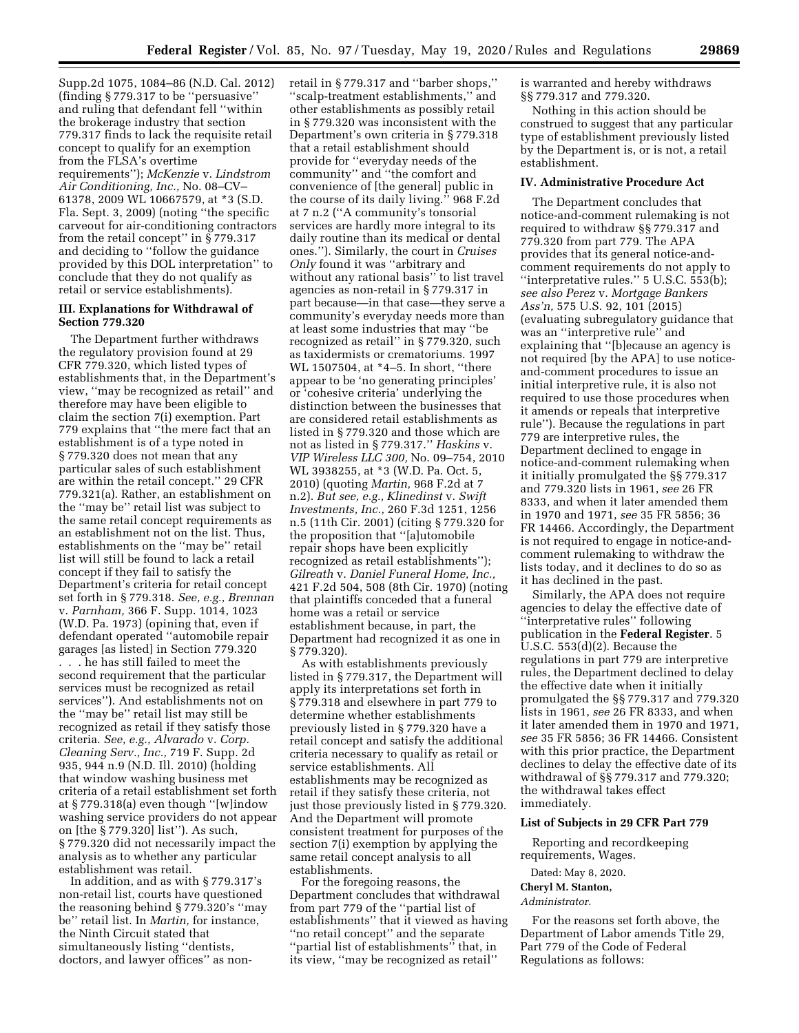Supp.2d 1075, 1084–86 (N.D. Cal. 2012) (finding § 779.317 to be ''persuasive'' and ruling that defendant fell ''within the brokerage industry that section 779.317 finds to lack the requisite retail concept to qualify for an exemption from the FLSA's overtime requirements''); *McKenzie* v. *Lindstrom Air Conditioning, Inc.,* No. 08–CV–61378, 2009 WL 10667579, at *3 (S.D. Fla. Sept. 3, 2009) (noting ''the specific carveout for air-conditioning contractors from the retail concept'' in § 779.317 and deciding to ''follow the guidance provided by this DOL interpretation'' to conclude that they do not qualify as retail or service establishments).

### III. Explanations for Withdrawal of Section 779.320

The Department further withdraws the regulatory provision found at 29 CFR 779.320, which listed types of establishments that, in the Department's view, ''may be recognized as retail'' and therefore may have been eligible to claim the section 7(i) exemption. Part 779 explains that ''the mere fact that an establishment is of a type noted in § 779.320 does not mean that any particular sales of such establishment are within the retail concept.'' 29 CFR 779.321(a). Rather, an establishment on the ''may be'' retail list was subject to the same retail concept requirements as an establishment not on the list. Thus, establishments on the ''may be'' retail list will still be found to lack a retail concept if they fail to satisfy the Department's criteria for retail concept set forth in § 779.318. *See, e.g., Brennan* v. *Parnham,* 366 F. Supp. 1014, 1023 (W.D. Pa. 1973) (opining that, even if defendant operated ''automobile repair garages [as listed] in Section 779.320 . . . he has still failed to meet the second requirement that the particular services must be recognized as retail services''). And establishments not on the ''may be'' retail list may still be recognized as retail if they satisfy those criteria. *See, e.g., Alvarado* v. *Corp. Cleaning Serv., Inc.,* 719 F. Supp. 2d 935, 944 n.9 (N.D. Ill. 2010) (holding that window washing business met criteria of a retail establishment set forth at § 779.318(a) even though ''[w]indow washing service providers do not appear on [the § 779.320] list''). As such, § 779.320 did not necessarily impact the analysis as to whether any particular establishment was retail.

In addition, and as with § 779.317's non-retail list, courts have questioned the reasoning behind § 779.320's ''may be'' retail list. In *Martin,* for instance, the Ninth Circuit stated that simultaneously listing ''dentists, doctors, and lawyer offices'' as non-retail in § 779.317 and ''barber shops,'' ''scalp-treatment establishments,'' and other establishments as possibly retail in § 779.320 was inconsistent with the Department's own criteria in § 779.318 that a retail establishment should provide for ''everyday needs of the community'' and ''the comfort and convenience of [the general] public in the course of its daily living.'' 968 F.2d at 7 n.2 (''A community's tonsorial services are hardly more integral to its daily routine than its medical or dental ones.''). Similarly, the court in *Cruises Only* found it was ''arbitrary and without any rational basis'' to list travel agencies as non-retail in § 779.317 in part because—in that case—they serve a community's everyday needs more than at least some industries that may ''be recognized as retail'' in § 779.320, such as taxidermists or crematoriums. 1997 WL 1507504, at *4–5. In short, ''there appear to be 'no generating principles' or 'cohesive criteria' underlying the distinction between the businesses that are considered retail establishments as listed in § 779.320 and those which are not as listed in § 779.317.'' *Haskins* v. *VIP Wireless LLC 300,* No. 09–754, 2010 WL 3938255, at *3 (W.D. Pa. Oct. 5, 2010) (quoting *Martin,* 968 F.2d at 7 n.2). *But see, e.g., Klinedinst* v. *Swift Investments, Inc.,* 260 F.3d 1251, 1256 n.5 (11th Cir. 2001) (citing § 779.320 for the proposition that ''[a]utomobile repair shops have been explicitly recognized as retail establishments''); *Gilreath* v. *Daniel Funeral Home, Inc.,* 421 F.2d 504, 508 (8th Cir. 1970) (noting that plaintiffs conceded that a funeral home was a retail or service establishment because, in part, the Department had recognized it as one in § 779.320).

As with establishments previously listed in § 779.317, the Department will apply its interpretations set forth in § 779.318 and elsewhere in part 779 to determine whether establishments previously listed in § 779.320 have a retail concept and satisfy the additional criteria necessary to qualify as retail or service establishments. All establishments may be recognized as retail if they satisfy these criteria, not just those previously listed in § 779.320. And the Department will promote consistent treatment for purposes of the section 7(i) exemption by applying the same retail concept analysis to all establishments.

For the foregoing reasons, the Department concludes that withdrawal from part 779 of the ''partial list of establishments'' that it viewed as having ''no retail concept'' and the separate ''partial list of establishments'' that, in its view, ''may be recognized as retail'' is warranted and hereby withdraws §§ 779.317 and 779.320.

Nothing in this action should be construed to suggest that any particular type of establishment previously listed by the Department is, or is not, a retail establishment.

### IV. Administrative Procedure Act

The Department concludes that notice-and-comment rulemaking is not required to withdraw §§ 779.317 and 779.320 from part 779. The APA provides that its general notice-and-comment requirements do not apply to ''interpretative rules.'' 5 U.S.C. 553(b); *see also Perez* v. *Mortgage Bankers Ass'n,* 575 U.S. 92, 101 (2015) (evaluating subregulatory guidance that was an ''interpretive rule'' and explaining that ''[b]ecause an agency is not required [by the APA] to use notice-and-comment procedures to issue an initial interpretive rule, it is also not required to use those procedures when it amends or repeals that interpretive rule''). Because the regulations in part 779 are interpretive rules, the Department declined to engage in notice-and-comment rulemaking when it initially promulgated the §§ 779.317 and 779.320 lists in 1961, *see* 26 FR 8333, and when it later amended them in 1970 and 1971, *see* 35 FR 5856; 36 FR 14466. Accordingly, the Department is not required to engage in notice-and-comment rulemaking to withdraw the lists today, and it declines to do so as it has declined in the past.

Similarly, the APA does not require agencies to delay the effective date of ''interpretative rules'' following publication in the **Federal Register**. 5 U.S.C. 553(d)(2). Because the regulations in part 779 are interpretive rules, the Department declined to delay the effective date when it initially promulgated the §§ 779.317 and 779.320 lists in 1961, *see* 26 FR 8333, and when it later amended them in 1970 and 1971, *see* 35 FR 5856; 36 FR 14466. Consistent with this prior practice, the Department declines to delay the effective date of its withdrawal of §§ 779.317 and 779.320; the withdrawal takes effect immediately.

### List of Subjects in 29 CFR Part 779

Reporting and recordkeeping requirements, Wages.

Dated: May 8, 2020.

**Cheryl M. Stanton,**

*Administrator.*

For the reasons set forth above, the Department of Labor amends Title 29, Part 779 of the Code of Federal Regulations as follows: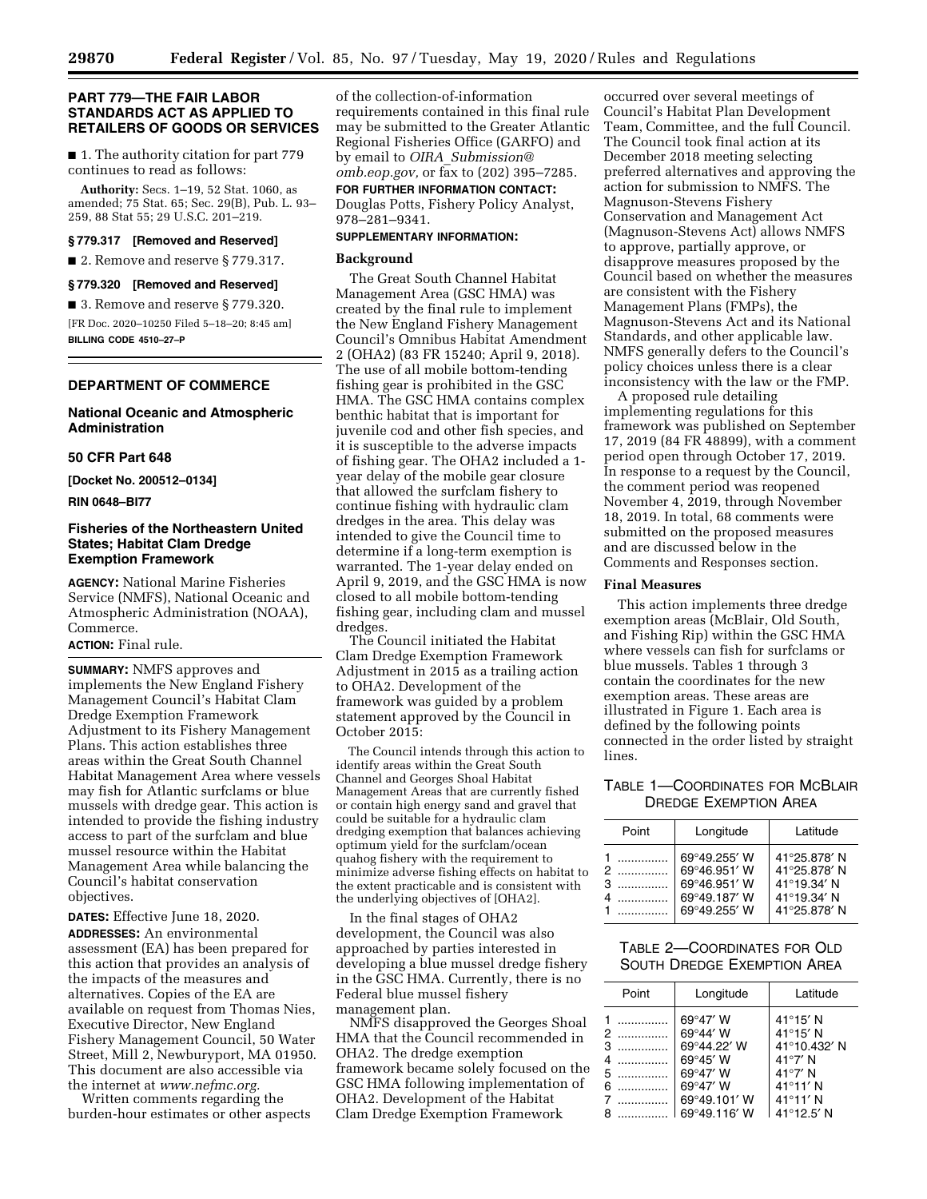## PART 779—THE FAIR LABOR STANDARDS ACT AS APPLIED TO RETAILERS OF GOODS OR SERVICES

■ 1. The authority citation for part 779 continues to read as follows:

**Authority:** Secs. 1–19, 52 Stat. 1060, as amended; 75 Stat. 65; Sec. 29(B), Pub. L. 93–259, 88 Stat 55; 29 U.S.C. 201–219.

### § 779.317 [Removed and Reserved]

■ 2. Remove and reserve § 779.317.

### § 779.320 [Removed and Reserved]

■ 3. Remove and reserve § 779.320.

[FR Doc. 2020–10250 Filed 5–18–20; 8:45 am]

**BILLING CODE 4510–27–P**

---

## DEPARTMENT OF COMMERCE

## National Oceanic and Atmospheric Administration

## 50 CFR Part 648

**[Docket No. 200512–0134]**

**RIN 0648–BI77**

## Fisheries of the Northeastern United States; Habitat Clam Dredge Exemption Framework

**AGENCY:** National Marine Fisheries Service (NMFS), National Oceanic and Atmospheric Administration (NOAA), Commerce.

**ACTION:** Final rule.

**SUMMARY:** NMFS approves and implements the New England Fishery Management Council's Habitat Clam Dredge Exemption Framework Adjustment to its Fishery Management Plans. This action establishes three areas within the Great South Channel Habitat Management Area where vessels may fish for Atlantic surfclams or blue mussels with dredge gear. This action is intended to provide the fishing industry access to part of the surfclam and blue mussel resource within the Habitat Management Area while balancing the Council's habitat conservation objectives.

**DATES:** Effective June 18, 2020.

**ADDRESSES:** An environmental assessment (EA) has been prepared for this action that provides an analysis of the impacts of the measures and alternatives. Copies of the EA are available on request from Thomas Nies, Executive Director, New England Fishery Management Council, 50 Water Street, Mill 2, Newburyport, MA 01950. This document are also accessible via the internet at *www.nefmc.org.*

Written comments regarding the burden-hour estimates or other aspects of the collection-of-information requirements contained in this final rule may be submitted to the Greater Atlantic Regional Fisheries Office (GARFO) and by email to *OIRA_Submission@omb.eop.gov,* or fax to (202) 395–7285.

**FOR FURTHER INFORMATION CONTACT:** Douglas Potts, Fishery Policy Analyst, 978–281–9341.

**SUPPLEMENTARY INFORMATION:**

### Background

The Great South Channel Habitat Management Area (GSC HMA) was created by the final rule to implement the New England Fishery Management Council's Omnibus Habitat Amendment 2 (OHA2) (83 FR 15240; April 9, 2018). The use of all mobile bottom-tending fishing gear is prohibited in the GSC HMA. The GSC HMA contains complex benthic habitat that is important for juvenile cod and other fish species, and it is susceptible to the adverse impacts of fishing gear. The OHA2 included a 1-year delay of the mobile gear closure that allowed the surfclam fishery to continue fishing with hydraulic clam dredges in the area. This delay was intended to give the Council time to determine if a long-term exemption is warranted. The 1-year delay ended on April 9, 2019, and the GSC HMA is now closed to all mobile bottom-tending fishing gear, including clam and mussel dredges.

The Council initiated the Habitat Clam Dredge Exemption Framework Adjustment in 2015 as a trailing action to OHA2. Development of the framework was guided by a problem statement approved by the Council in October 2015:

> The Council intends through this action to identify areas within the Great South Channel and Georges Shoal Habitat Management Areas that are currently fished or contain high energy sand and gravel that could be suitable for a hydraulic clam dredging exemption that balances achieving optimum yield for the surfclam/ocean quahog fishery with the requirement to minimize adverse fishing effects on habitat to the extent practicable and is consistent with the underlying objectives of [OHA2].

In the final stages of OHA2 development, the Council was also approached by parties interested in developing a blue mussel dredge fishery in the GSC HMA. Currently, there is no Federal blue mussel fishery management plan.

NMFS disapproved the Georges Shoal HMA that the Council recommended in OHA2. The dredge exemption framework became solely focused on the GSC HMA following implementation of OHA2. Development of the Habitat Clam Dredge Exemption Framework occurred over several meetings of Council's Habitat Plan Development Team, Committee, and the full Council. The Council took final action at its December 2018 meeting selecting preferred alternatives and approving the action for submission to NMFS. The Magnuson-Stevens Fishery Conservation and Management Act (Magnuson-Stevens Act) allows NMFS to approve, partially approve, or disapprove measures proposed by the Council based on whether the measures are consistent with the Fishery Management Plans (FMPs), the Magnuson-Stevens Act and its National Standards, and other applicable law. NMFS generally defers to the Council's policy choices unless there is a clear inconsistency with the law or the FMP.

A proposed rule detailing implementing regulations for this framework was published on September 17, 2019 (84 FR 48899), with a comment period open through October 17, 2019. In response to a request by the Council, the comment period was reopened November 4, 2019, through November 18, 2019. In total, 68 comments were submitted on the proposed measures and are discussed below in the Comments and Responses section.

### Final Measures

This action implements three dredge exemption areas (McBlair, Old South, and Fishing Rip) within the GSC HMA where vessels can fish for surfclams or blue mussels. Tables 1 through 3 contain the coordinates for the new exemption areas. These areas are illustrated in Figure 1. Each area is defined by the following points connected in the order listed by straight lines.

TABLE 1—COORDINATES FOR MCBLAIR DREDGE EXEMPTION AREA

| Point | Longitude | Latitude |
|---|---|---|
| 1 | 69°49.255′ W | 41°25.878′ N |
| 2 | 69°46.951′ W | 41°25.878′ N |
| 3 | 69°46.951′ W | 41°19.34′ N |
| 4 | 69°49.187′ W | 41°19.34′ N |
| 1 | 69°49.255′ W | 41°25.878′ N |

TABLE 2—COORDINATES FOR OLD SOUTH DREDGE EXEMPTION AREA

| Point | Longitude | Latitude |
|---|---|---|
| 1 | 69°47′ W | 41°15′ N |
| 2 | 69°44′ W | 41°15′ N |
| 3 | 69°44.22′ W | 41°10.432′ N |
| 4 | 69°45′ W | 41°7′ N |
| 5 | 69°47′ W | 41°7′ N |
| 6 | 69°47′ W | 41°11′ N |
| 7 | 69°49.101′ W | 41°11′ N |
| 8 | 69°49.116′ W | 41°12.5′ N |